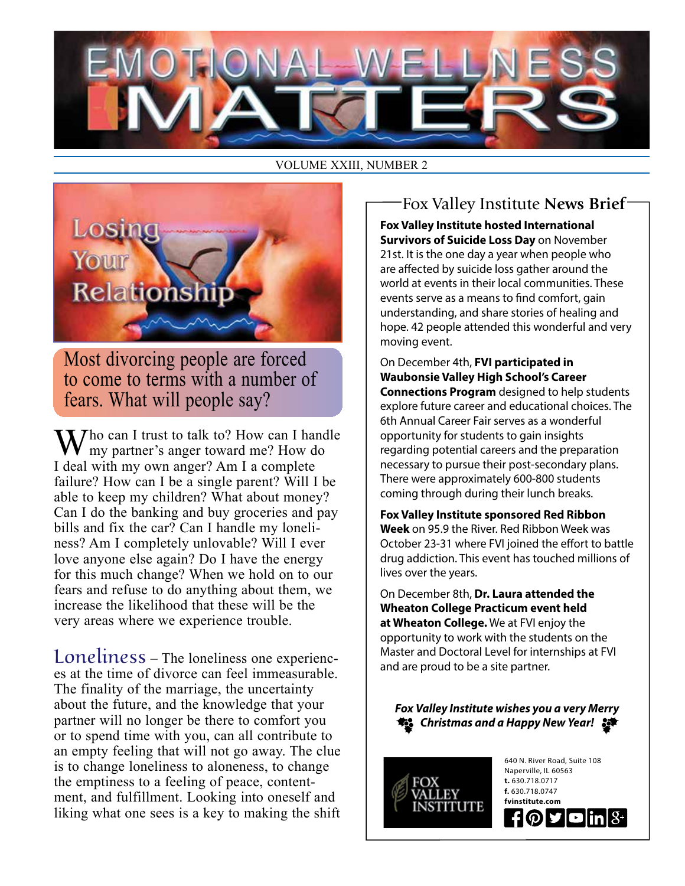# EMOTIONAL WELLNESS MATTERS

VOLUME XXIII, NUMBER 2

## Losing Your Relationship

**Most divorcing people are forced to come to terms with a number of fears. What will people say?**

Who can I trust to talk to? How can I handle my partner's anger toward me? How do I deal with my own anger? Am I a complete failure? How can I be a single parent? Will I be able to keep my children? What about money? Can I do the banking and buy groceries and pay bills and fix the car? Can I handle my loneliness? Am I completely unlovable? Will I ever love anyone else again? Do I have the energy for this much change? When we hold on to our fears and refuse to do anything about them, we increase the likelihood that these will be the very areas where we experience trouble.

**Loneliness** – The loneliness one experiences at the time of divorce can feel immeasurable. The finality of the marriage, the uncertainty about the future, and the knowledge that your partner will no longer be there to comfort you or to spend time with you, can all contribute to an empty feeling that will not go away. The clue is to change loneliness to aloneness, to change the emptiness to a feeling of peace, contentment, and fulfillment. Looking into oneself and liking what one sees is a key to making the shift

## Fox Valley Institute News Brief

**Fox Valley Institute hosted International Survivors of Suicide Loss Day** on November 21st. It is the one day a year when people who are affected by suicide loss gather around the world at events in their local communities. These events serve as a means to find comfort, gain understanding, and share stories of healing and hope. 42 people attended this wonderful and very moving event.

On December 4th, **FVI participated in Waubonsie Valley High School's Career Connections Program** designed to help students explore future career and educational choices. The 6th Annual Career Fair serves as a wonderful opportunity for students to gain insights regarding potential careers and the preparation necessary to pursue their post-secondary plans. There were approximately 600-800 students coming through during their lunch breaks.

**Fox Valley Institute sponsored Red Ribbon Week** on 95.9 the River. Red Ribbon Week was October 23-31 where FVI joined the effort to battle drug addiction. This event has touched millions of lives over the years.

On December 8th, **Dr. Laura attended the Wheaton College Practicum event held at Wheaton College.** We at FVI enjoy the opportunity to work with the students on the Master and Doctoral Level for internships at FVI and are proud to be a site partner.

***Fox Valley Institute wishes you a very Merry Christmas and a Happy New Year!***

FOX VALLEY INSTITUTE

640 N. River Road, Suite 108
Naperville, IL 60563
**t.** 630.718.0717
**f.** 630.718.0747
**fvinstitute.com**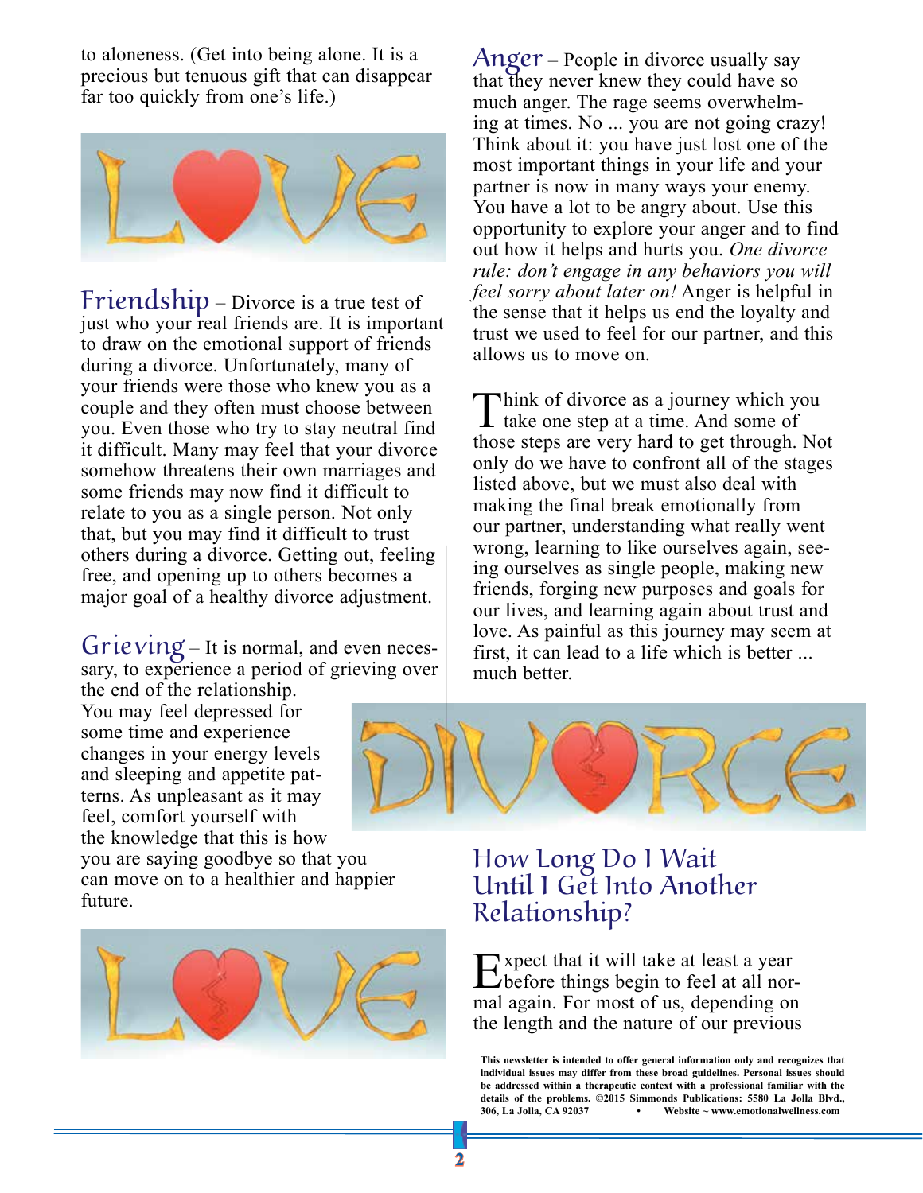to aloneness. (Get into being alone. It is a precious but tenuous gift that can disappear far too quickly from one's life.)

**Friendship** – Divorce is a true test of just who your real friends are. It is important to draw on the emotional support of friends during a divorce. Unfortunately, many of your friends were those who knew you as a couple and they often must choose between you. Even those who try to stay neutral find it difficult. Many may feel that your divorce somehow threatens their own marriages and some friends may now find it difficult to relate to you as a single person. Not only that, but you may find it difficult to trust others during a divorce. Getting out, feeling free, and opening up to others becomes a major goal of a healthy divorce adjustment.

**Grieving** – It is normal, and even necessary, to experience a period of grieving over the end of the relationship. You may feel depressed for some time and experience changes in your energy levels and sleeping and appetite patterns. As unpleasant as it may feel, comfort yourself with the knowledge that this is how you are saying goodbye so that you can move on to a healthier and happier future.

**Anger** – People in divorce usually say that they never knew they could have so much anger. The rage seems overwhelming at times. No ... you are not going crazy! Think about it: you have just lost one of the most important things in your life and your partner is now in many ways your enemy. You have a lot to be angry about. Use this opportunity to explore your anger and to find out how it helps and hurts you. *One divorce rule: don't engage in any behaviors you will feel sorry about later on!* Anger is helpful in the sense that it helps us end the loyalty and trust we used to feel for our partner, and this allows us to move on.

Think of divorce as a journey which you take one step at a time. And some of those steps are very hard to get through. Not only do we have to confront all of the stages listed above, but we must also deal with making the final break emotionally from our partner, understanding what really went wrong, learning to like ourselves again, seeing ourselves as single people, making new friends, forging new purposes and goals for our lives, and learning again about trust and love. As painful as this journey may seem at first, it can lead to a life which is better ... much better.

## How Long Do I Wait Until I Get Into Another Relationship?

Expect that it will take at least a year before things begin to feel at all normal again. For most of us, depending on the length and the nature of our previous

**This newsletter is intended to offer general information only and recognizes that individual issues may differ from these broad guidelines. Personal issues should be addressed within a therapeutic context with a professional familiar with the details of the problems. ©2015 Simmonds Publications: 5580 La Jolla Blvd., 306, La Jolla, CA 92037 • Website ~ www.emotionalwellness.com**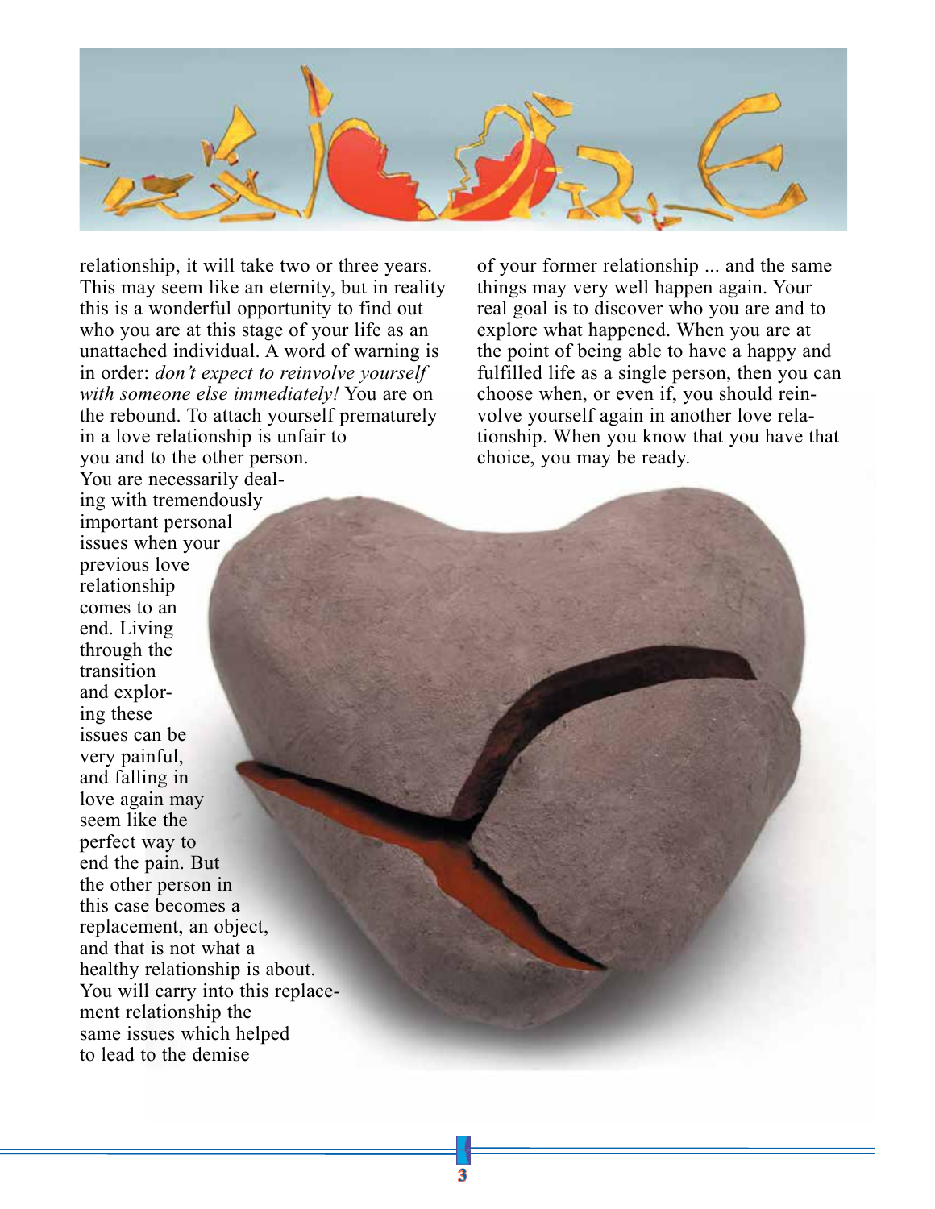relationship, it will take two or three years. This may seem like an eternity, but in reality this is a wonderful opportunity to find out who you are at this stage of your life as an unattached individual. A word of warning is in order: *don't expect to reinvolve yourself with someone else immediately!* You are on the rebound. To attach yourself prematurely in a love relationship is unfair to you and to the other person. You are necessarily dealing with tremendously important personal issues when your previous love relationship comes to an end. Living through the transition and exploring these issues can be very painful, and falling in love again may seem like the perfect way to end the pain. But the other person in this case becomes a replacement, an object, and that is not what a healthy relationship is about. You will carry into this replacement relationship the same issues which helped to lead to the demise of your former relationship ... and the same things may very well happen again. Your real goal is to discover who you are and to explore what happened. When you are at the point of being able to have a happy and fulfilled life as a single person, then you can choose when, or even if, you should reinvolve yourself again in another love relationship. When you know that you have that choice, you may be ready.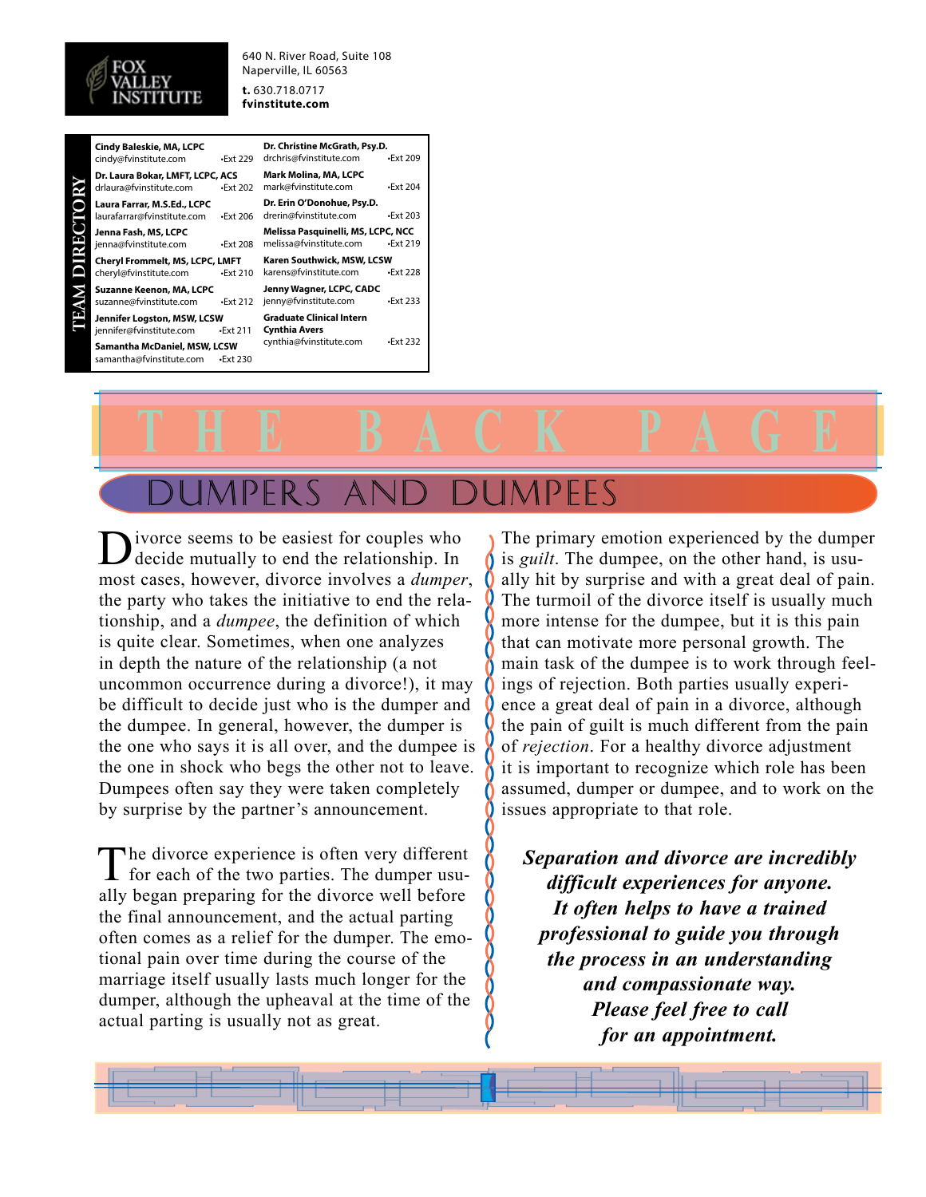FOX VALLEY INSTITUTE

640 N. River Road, Suite 108
Naperville, IL 60563
**t.** 630.718.0717
**fvinstitute.com**

## TEAM DIRECTORY

| Name | Email | Ext |
|---|---|---|
| **Cindy Baleskie, MA, LCPC** | cindy@fvinstitute.com | •Ext 229 |
| **Dr. Laura Bokar, LMFT, LCPC, ACS** | drlaura@fvinstitute.com | •Ext 202 |
| **Laura Farrar, M.S.Ed., LCPC** | laurafarrar@fvinstitute.com | •Ext 206 |
| **Jenna Fash, MS, LCPC** | jenna@fvinstitute.com | •Ext 208 |
| **Cheryl Frommelt, MS, LCPC, LMFT** | cheryl@fvinstitute.com | •Ext 210 |
| **Suzanne Keenon, MA, LCPC** | suzanne@fvinstitute.com | •Ext 212 |
| **Jennifer Logston, MSW, LCSW** | jennifer@fvinstitute.com | •Ext 211 |
| **Samantha McDaniel, MSW, LCSW** | samantha@fvinstitute.com | •Ext 230 |
| **Dr. Christine McGrath, Psy.D.** | drchris@fvinstitute.com | •Ext 209 |
| **Mark Molina, MA, LCPC** | mark@fvinstitute.com | •Ext 204 |
| **Dr. Erin O'Donohue, Psy.D.** | drerin@fvinstitute.com | •Ext 203 |
| **Melissa Pasquinelli, MS, LCPC, NCC** | melissa@fvinstitute.com | •Ext 219 |
| **Karen Southwick, MSW, LCSW** | karens@fvinstitute.com | •Ext 228 |
| **Jenny Wagner, LCPC, CADC** | jenny@fvinstitute.com | •Ext 233 |
| **Graduate Clinical Intern Cynthia Avers** | cynthia@fvinstitute.com | •Ext 232 |

# THE BACK PAGE

## DUMPERS AND DUMPEES

Divorce seems to be easiest for couples who decide mutually to end the relationship. In most cases, however, divorce involves a *dumper*, the party who takes the initiative to end the relationship, and a *dumpee*, the definition of which is quite clear. Sometimes, when one analyzes in depth the nature of the relationship (a not uncommon occurrence during a divorce!), it may be difficult to decide just who is the dumper and the dumpee. In general, however, the dumper is the one who says it is all over, and the dumpee is the one in shock who begs the other not to leave. Dumpees often say they were taken completely by surprise by the partner's announcement.

The divorce experience is often very different for each of the two parties. The dumper usually began preparing for the divorce well before the final announcement, and the actual parting often comes as a relief for the dumper. The emotional pain over time during the course of the marriage itself usually lasts much longer for the dumper, although the upheaval at the time of the actual parting is usually not as great.

The primary emotion experienced by the dumper is *guilt*. The dumpee, on the other hand, is usually hit by surprise and with a great deal of pain. The turmoil of the divorce itself is usually much more intense for the dumpee, but it is this pain that can motivate more personal growth. The main task of the dumpee is to work through feelings of rejection. Both parties usually experience a great deal of pain in a divorce, although the pain of guilt is much different from the pain of *rejection*. For a healthy divorce adjustment it is important to recognize which role has been assumed, dumper or dumpee, and to work on the issues appropriate to that role.

***Separation and divorce are incredibly difficult experiences for anyone. It often helps to have a trained professional to guide you through the process in an understanding and compassionate way. Please feel free to call for an appointment.***